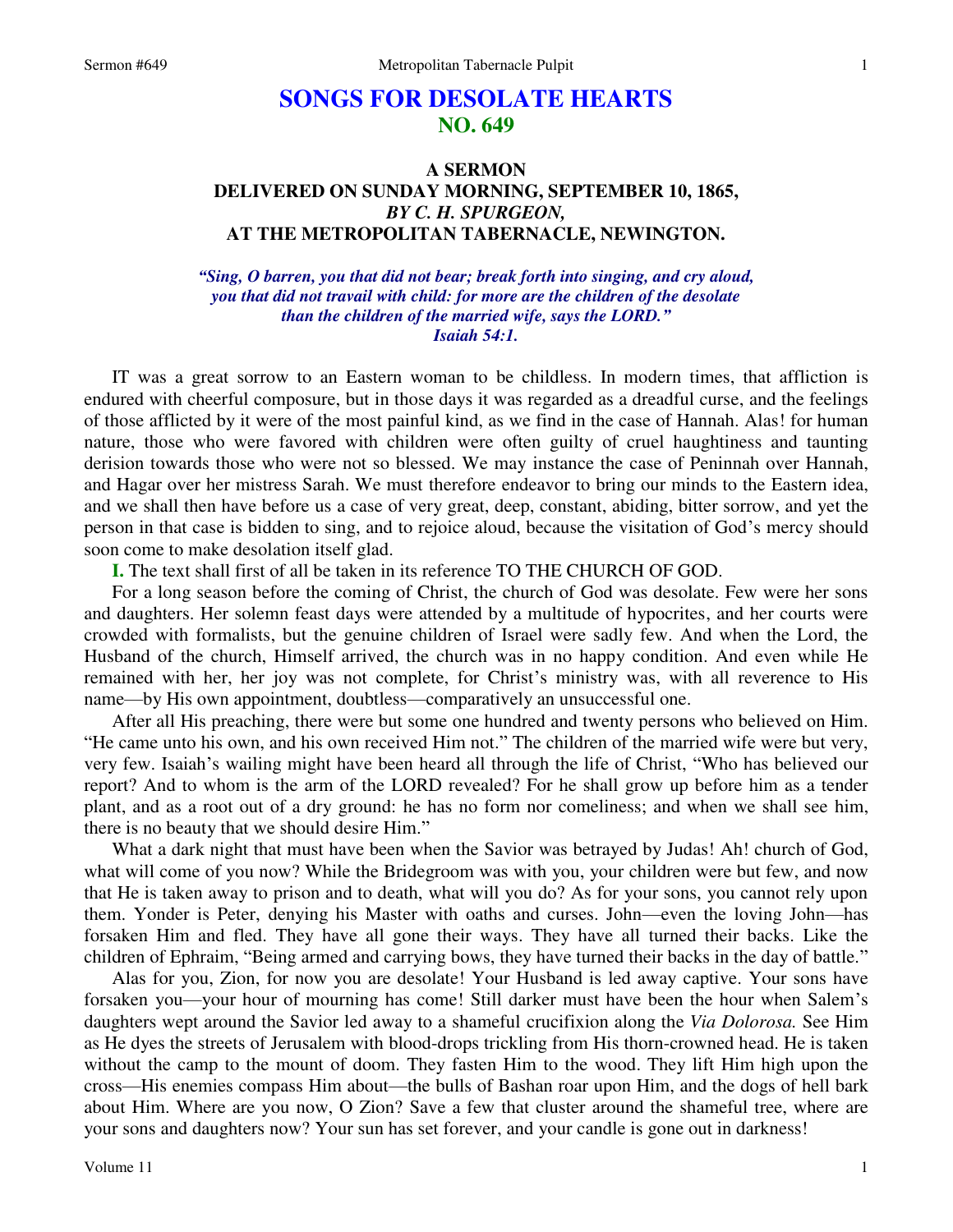# SONGS FOR DESOLATE HEARTS
## NO. 649

### A SERMON
### DELIVERED ON SUNDAY MORNING, SEPTEMBER 10, 1865,
### *BY C. H. SPURGEON,*
### AT THE METROPOLITAN TABERNACLE, NEWINGTON.

*"Sing, O barren, you that did not bear; break forth into singing, and cry aloud, you that did not travail with child: for more are the children of the desolate than the children of the married wife, says the LORD." Isaiah 54:1.*

IT was a great sorrow to an Eastern woman to be childless. In modern times, that affliction is endured with cheerful composure, but in those days it was regarded as a dreadful curse, and the feelings of those afflicted by it were of the most painful kind, as we find in the case of Hannah. Alas! for human nature, those who were favored with children were often guilty of cruel haughtiness and taunting derision towards those who were not so blessed. We may instance the case of Peninnah over Hannah, and Hagar over her mistress Sarah. We must therefore endeavor to bring our minds to the Eastern idea, and we shall then have before us a case of very great, deep, constant, abiding, bitter sorrow, and yet the person in that case is bidden to sing, and to rejoice aloud, because the visitation of God's mercy should soon come to make desolation itself glad.

**I.** The text shall first of all be taken in its reference TO THE CHURCH OF GOD.

For a long season before the coming of Christ, the church of God was desolate. Few were her sons and daughters. Her solemn feast days were attended by a multitude of hypocrites, and her courts were crowded with formalists, but the genuine children of Israel were sadly few. And when the Lord, the Husband of the church, Himself arrived, the church was in no happy condition. And even while He remained with her, her joy was not complete, for Christ's ministry was, with all reverence to His name—by His own appointment, doubtless—comparatively an unsuccessful one.

After all His preaching, there were but some one hundred and twenty persons who believed on Him. "He came unto his own, and his own received Him not." The children of the married wife were but very, very few. Isaiah's wailing might have been heard all through the life of Christ, "Who has believed our report? And to whom is the arm of the LORD revealed? For he shall grow up before him as a tender plant, and as a root out of a dry ground: he has no form nor comeliness; and when we shall see him, there is no beauty that we should desire Him."

What a dark night that must have been when the Savior was betrayed by Judas! Ah! church of God, what will come of you now? While the Bridegroom was with you, your children were but few, and now that He is taken away to prison and to death, what will you do? As for your sons, you cannot rely upon them. Yonder is Peter, denying his Master with oaths and curses. John—even the loving John—has forsaken Him and fled. They have all gone their ways. They have all turned their backs. Like the children of Ephraim, "Being armed and carrying bows, they have turned their backs in the day of battle."

Alas for you, Zion, for now you are desolate! Your Husband is led away captive. Your sons have forsaken you—your hour of mourning has come! Still darker must have been the hour when Salem's daughters wept around the Savior led away to a shameful crucifixion along the *Via Dolorosa.* See Him as He dyes the streets of Jerusalem with blood-drops trickling from His thorn-crowned head. He is taken without the camp to the mount of doom. They fasten Him to the wood. They lift Him high upon the cross—His enemies compass Him about—the bulls of Bashan roar upon Him, and the dogs of hell bark about Him. Where are you now, O Zion? Save a few that cluster around the shameful tree, where are your sons and daughters now? Your sun has set forever, and your candle is gone out in darkness!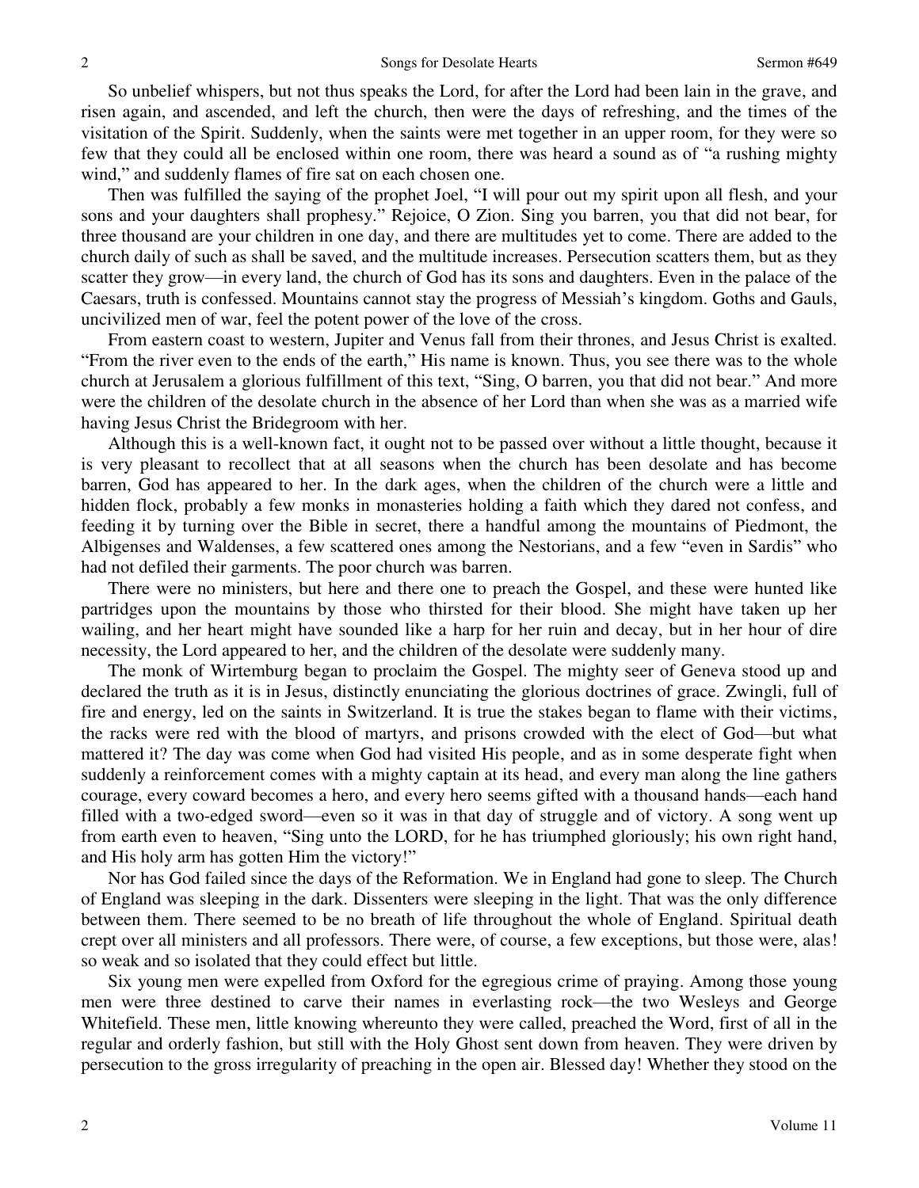So unbelief whispers, but not thus speaks the Lord, for after the Lord had been lain in the grave, and risen again, and ascended, and left the church, then were the days of refreshing, and the times of the visitation of the Spirit. Suddenly, when the saints were met together in an upper room, for they were so few that they could all be enclosed within one room, there was heard a sound as of "a rushing mighty wind," and suddenly flames of fire sat on each chosen one.

Then was fulfilled the saying of the prophet Joel, "I will pour out my spirit upon all flesh, and your sons and your daughters shall prophesy." Rejoice, O Zion. Sing you barren, you that did not bear, for three thousand are your children in one day, and there are multitudes yet to come. There are added to the church daily of such as shall be saved, and the multitude increases. Persecution scatters them, but as they scatter they grow—in every land, the church of God has its sons and daughters. Even in the palace of the Caesars, truth is confessed. Mountains cannot stay the progress of Messiah's kingdom. Goths and Gauls, uncivilized men of war, feel the potent power of the love of the cross.

From eastern coast to western, Jupiter and Venus fall from their thrones, and Jesus Christ is exalted. "From the river even to the ends of the earth," His name is known. Thus, you see there was to the whole church at Jerusalem a glorious fulfillment of this text, "Sing, O barren, you that did not bear." And more were the children of the desolate church in the absence of her Lord than when she was as a married wife having Jesus Christ the Bridegroom with her.

Although this is a well-known fact, it ought not to be passed over without a little thought, because it is very pleasant to recollect that at all seasons when the church has been desolate and has become barren, God has appeared to her. In the dark ages, when the children of the church were a little and hidden flock, probably a few monks in monasteries holding a faith which they dared not confess, and feeding it by turning over the Bible in secret, there a handful among the mountains of Piedmont, the Albigenses and Waldenses, a few scattered ones among the Nestorians, and a few "even in Sardis" who had not defiled their garments. The poor church was barren.

There were no ministers, but here and there one to preach the Gospel, and these were hunted like partridges upon the mountains by those who thirsted for their blood. She might have taken up her wailing, and her heart might have sounded like a harp for her ruin and decay, but in her hour of dire necessity, the Lord appeared to her, and the children of the desolate were suddenly many.

The monk of Wirtemburg began to proclaim the Gospel. The mighty seer of Geneva stood up and declared the truth as it is in Jesus, distinctly enunciating the glorious doctrines of grace. Zwingli, full of fire and energy, led on the saints in Switzerland. It is true the stakes began to flame with their victims, the racks were red with the blood of martyrs, and prisons crowded with the elect of God—but what mattered it? The day was come when God had visited His people, and as in some desperate fight when suddenly a reinforcement comes with a mighty captain at its head, and every man along the line gathers courage, every coward becomes a hero, and every hero seems gifted with a thousand hands—each hand filled with a two-edged sword—even so it was in that day of struggle and of victory. A song went up from earth even to heaven, "Sing unto the LORD, for he has triumphed gloriously; his own right hand, and His holy arm has gotten Him the victory!"

Nor has God failed since the days of the Reformation. We in England had gone to sleep. The Church of England was sleeping in the dark. Dissenters were sleeping in the light. That was the only difference between them. There seemed to be no breath of life throughout the whole of England. Spiritual death crept over all ministers and all professors. There were, of course, a few exceptions, but those were, alas! so weak and so isolated that they could effect but little.

Six young men were expelled from Oxford for the egregious crime of praying. Among those young men were three destined to carve their names in everlasting rock—the two Wesleys and George Whitefield. These men, little knowing whereunto they were called, preached the Word, first of all in the regular and orderly fashion, but still with the Holy Ghost sent down from heaven. They were driven by persecution to the gross irregularity of preaching in the open air. Blessed day! Whether they stood on the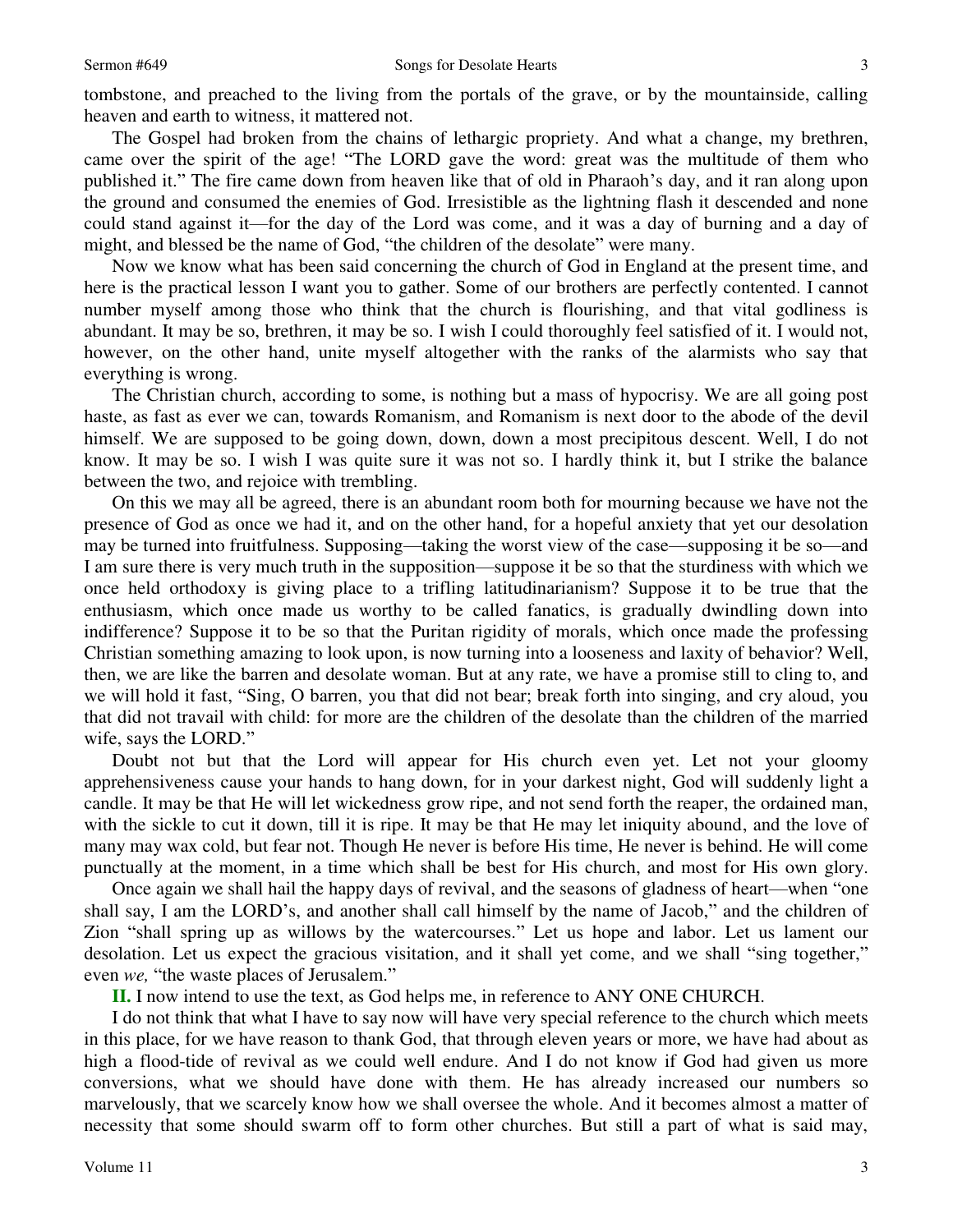tombstone, and preached to the living from the portals of the grave, or by the mountainside, calling heaven and earth to witness, it mattered not.

The Gospel had broken from the chains of lethargic propriety. And what a change, my brethren, came over the spirit of the age! "The LORD gave the word: great was the multitude of them who published it." The fire came down from heaven like that of old in Pharaoh's day, and it ran along upon the ground and consumed the enemies of God. Irresistible as the lightning flash it descended and none could stand against it—for the day of the Lord was come, and it was a day of burning and a day of might, and blessed be the name of God, "the children of the desolate" were many.

Now we know what has been said concerning the church of God in England at the present time, and here is the practical lesson I want you to gather. Some of our brothers are perfectly contented. I cannot number myself among those who think that the church is flourishing, and that vital godliness is abundant. It may be so, brethren, it may be so. I wish I could thoroughly feel satisfied of it. I would not, however, on the other hand, unite myself altogether with the ranks of the alarmists who say that everything is wrong.

The Christian church, according to some, is nothing but a mass of hypocrisy. We are all going post haste, as fast as ever we can, towards Romanism, and Romanism is next door to the abode of the devil himself. We are supposed to be going down, down, down a most precipitous descent. Well, I do not know. It may be so. I wish I was quite sure it was not so. I hardly think it, but I strike the balance between the two, and rejoice with trembling.

On this we may all be agreed, there is an abundant room both for mourning because we have not the presence of God as once we had it, and on the other hand, for a hopeful anxiety that yet our desolation may be turned into fruitfulness. Supposing—taking the worst view of the case—supposing it be so—and I am sure there is very much truth in the supposition—suppose it be so that the sturdiness with which we once held orthodoxy is giving place to a trifling latitudinarianism? Suppose it to be true that the enthusiasm, which once made us worthy to be called fanatics, is gradually dwindling down into indifference? Suppose it to be so that the Puritan rigidity of morals, which once made the professing Christian something amazing to look upon, is now turning into a looseness and laxity of behavior? Well, then, we are like the barren and desolate woman. But at any rate, we have a promise still to cling to, and we will hold it fast, "Sing, O barren, you that did not bear; break forth into singing, and cry aloud, you that did not travail with child: for more are the children of the desolate than the children of the married wife, says the LORD."

Doubt not but that the Lord will appear for His church even yet. Let not your gloomy apprehensiveness cause your hands to hang down, for in your darkest night, God will suddenly light a candle. It may be that He will let wickedness grow ripe, and not send forth the reaper, the ordained man, with the sickle to cut it down, till it is ripe. It may be that He may let iniquity abound, and the love of many may wax cold, but fear not. Though He never is before His time, He never is behind. He will come punctually at the moment, in a time which shall be best for His church, and most for His own glory.

Once again we shall hail the happy days of revival, and the seasons of gladness of heart—when "one shall say, I am the LORD's, and another shall call himself by the name of Jacob," and the children of Zion "shall spring up as willows by the watercourses." Let us hope and labor. Let us lament our desolation. Let us expect the gracious visitation, and it shall yet come, and we shall "sing together," even *we,* "the waste places of Jerusalem."

**II.** I now intend to use the text, as God helps me, in reference to ANY ONE CHURCH.

I do not think that what I have to say now will have very special reference to the church which meets in this place, for we have reason to thank God, that through eleven years or more, we have had about as high a flood-tide of revival as we could well endure. And I do not know if God had given us more conversions, what we should have done with them. He has already increased our numbers so marvelously, that we scarcely know how we shall oversee the whole. And it becomes almost a matter of necessity that some should swarm off to form other churches. But still a part of what is said may,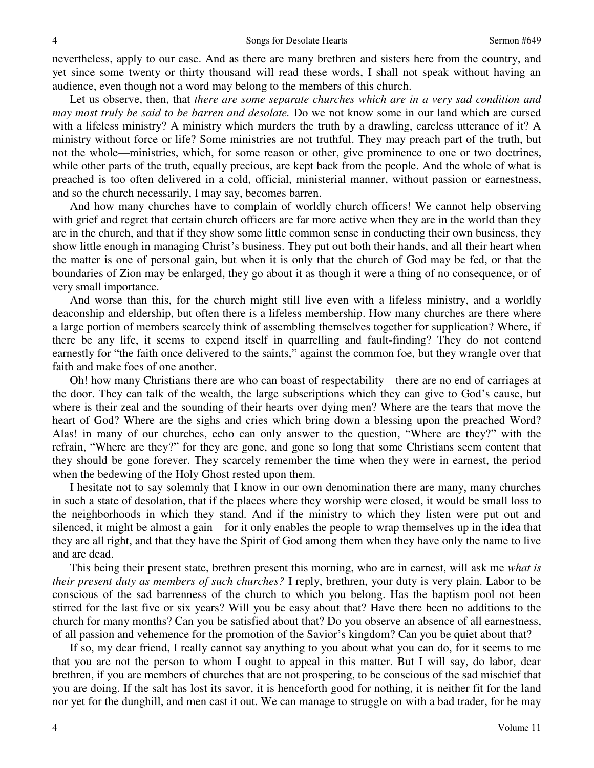nevertheless, apply to our case. And as there are many brethren and sisters here from the country, and yet since some twenty or thirty thousand will read these words, I shall not speak without having an audience, even though not a word may belong to the members of this church.

Let us observe, then, that *there are some separate churches which are in a very sad condition and may most truly be said to be barren and desolate.* Do we not know some in our land which are cursed with a lifeless ministry? A ministry which murders the truth by a drawling, careless utterance of it? A ministry without force or life? Some ministries are not truthful. They may preach part of the truth, but not the whole—ministries, which, for some reason or other, give prominence to one or two doctrines, while other parts of the truth, equally precious, are kept back from the people. And the whole of what is preached is too often delivered in a cold, official, ministerial manner, without passion or earnestness, and so the church necessarily, I may say, becomes barren.

And how many churches have to complain of worldly church officers! We cannot help observing with grief and regret that certain church officers are far more active when they are in the world than they are in the church, and that if they show some little common sense in conducting their own business, they show little enough in managing Christ's business. They put out both their hands, and all their heart when the matter is one of personal gain, but when it is only that the church of God may be fed, or that the boundaries of Zion may be enlarged, they go about it as though it were a thing of no consequence, or of very small importance.

And worse than this, for the church might still live even with a lifeless ministry, and a worldly deaconship and eldership, but often there is a lifeless membership. How many churches are there where a large portion of members scarcely think of assembling themselves together for supplication? Where, if there be any life, it seems to expend itself in quarrelling and fault-finding? They do not contend earnestly for "the faith once delivered to the saints," against the common foe, but they wrangle over that faith and make foes of one another.

Oh! how many Christians there are who can boast of respectability—there are no end of carriages at the door. They can talk of the wealth, the large subscriptions which they can give to God's cause, but where is their zeal and the sounding of their hearts over dying men? Where are the tears that move the heart of God? Where are the sighs and cries which bring down a blessing upon the preached Word? Alas! in many of our churches, echo can only answer to the question, "Where are they?" with the refrain, "Where are they?" for they are gone, and gone so long that some Christians seem content that they should be gone forever. They scarcely remember the time when they were in earnest, the period when the bedewing of the Holy Ghost rested upon them.

I hesitate not to say solemnly that I know in our own denomination there are many, many churches in such a state of desolation, that if the places where they worship were closed, it would be small loss to the neighborhoods in which they stand. And if the ministry to which they listen were put out and silenced, it might be almost a gain—for it only enables the people to wrap themselves up in the idea that they are all right, and that they have the Spirit of God among them when they have only the name to live and are dead.

This being their present state, brethren present this morning, who are in earnest, will ask me *what is their present duty as members of such churches?* I reply, brethren, your duty is very plain. Labor to be conscious of the sad barrenness of the church to which you belong. Has the baptism pool not been stirred for the last five or six years? Will you be easy about that? Have there been no additions to the church for many months? Can you be satisfied about that? Do you observe an absence of all earnestness, of all passion and vehemence for the promotion of the Savior's kingdom? Can you be quiet about that?

If so, my dear friend, I really cannot say anything to you about what you can do, for it seems to me that you are not the person to whom I ought to appeal in this matter. But I will say, do labor, dear brethren, if you are members of churches that are not prospering, to be conscious of the sad mischief that you are doing. If the salt has lost its savor, it is henceforth good for nothing, it is neither fit for the land nor yet for the dunghill, and men cast it out. We can manage to struggle on with a bad trader, for he may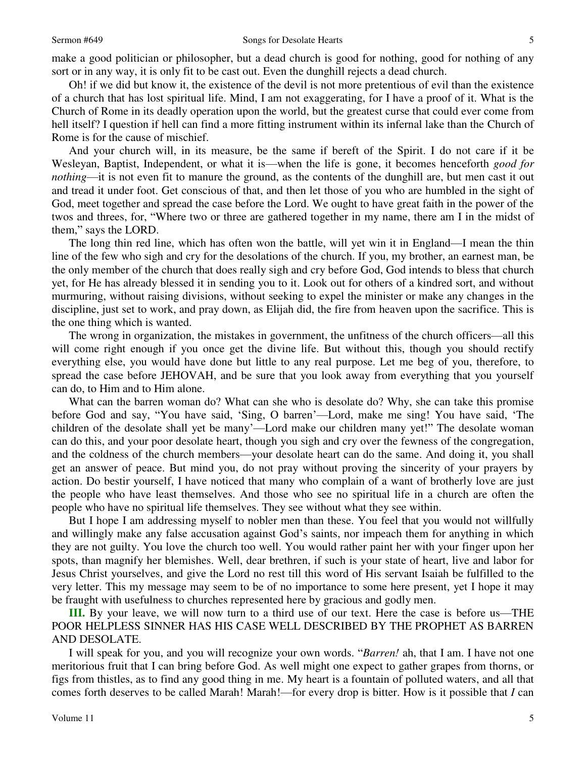make a good politician or philosopher, but a dead church is good for nothing, good for nothing of any sort or in any way, it is only fit to be cast out. Even the dunghill rejects a dead church.

Oh! if we did but know it, the existence of the devil is not more pretentious of evil than the existence of a church that has lost spiritual life. Mind, I am not exaggerating, for I have a proof of it. What is the Church of Rome in its deadly operation upon the world, but the greatest curse that could ever come from hell itself? I question if hell can find a more fitting instrument within its infernal lake than the Church of Rome is for the cause of mischief.

And your church will, in its measure, be the same if bereft of the Spirit. I do not care if it be Wesleyan, Baptist, Independent, or what it is—when the life is gone, it becomes henceforth *good for nothing*—it is not even fit to manure the ground, as the contents of the dunghill are, but men cast it out and tread it under foot. Get conscious of that, and then let those of you who are humbled in the sight of God, meet together and spread the case before the Lord. We ought to have great faith in the power of the twos and threes, for, "Where two or three are gathered together in my name, there am I in the midst of them," says the LORD.

The long thin red line, which has often won the battle, will yet win it in England—I mean the thin line of the few who sigh and cry for the desolations of the church. If you, my brother, an earnest man, be the only member of the church that does really sigh and cry before God, God intends to bless that church yet, for He has already blessed it in sending you to it. Look out for others of a kindred sort, and without murmuring, without raising divisions, without seeking to expel the minister or make any changes in the discipline, just set to work, and pray down, as Elijah did, the fire from heaven upon the sacrifice. This is the one thing which is wanted.

The wrong in organization, the mistakes in government, the unfitness of the church officers—all this will come right enough if you once get the divine life. But without this, though you should rectify everything else, you would have done but little to any real purpose. Let me beg of you, therefore, to spread the case before JEHOVAH, and be sure that you look away from everything that you yourself can do, to Him and to Him alone.

What can the barren woman do? What can she who is desolate do? Why, she can take this promise before God and say, "You have said, 'Sing, O barren'—Lord, make me sing! You have said, 'The children of the desolate shall yet be many'—Lord make our children many yet!" The desolate woman can do this, and your poor desolate heart, though you sigh and cry over the fewness of the congregation, and the coldness of the church members—your desolate heart can do the same. And doing it, you shall get an answer of peace. But mind you, do not pray without proving the sincerity of your prayers by action. Do bestir yourself, I have noticed that many who complain of a want of brotherly love are just the people who have least themselves. And those who see no spiritual life in a church are often the people who have no spiritual life themselves. They see without what they see within.

But I hope I am addressing myself to nobler men than these. You feel that you would not willfully and willingly make any false accusation against God's saints, nor impeach them for anything in which they are not guilty. You love the church too well. You would rather paint her with your finger upon her spots, than magnify her blemishes. Well, dear brethren, if such is your state of heart, live and labor for Jesus Christ yourselves, and give the Lord no rest till this word of His servant Isaiah be fulfilled to the very letter. This my message may seem to be of no importance to some here present, yet I hope it may be fraught with usefulness to churches represented here by gracious and godly men.

**III.** By your leave, we will now turn to a third use of our text. Here the case is before us—THE POOR HELPLESS SINNER HAS HIS CASE WELL DESCRIBED BY THE PROPHET AS BARREN AND DESOLATE.

I will speak for you, and you will recognize your own words. "*Barren!* ah, that I am. I have not one meritorious fruit that I can bring before God. As well might one expect to gather grapes from thorns, or figs from thistles, as to find any good thing in me. My heart is a fountain of polluted waters, and all that comes forth deserves to be called Marah! Marah!—for every drop is bitter. How is it possible that *I* can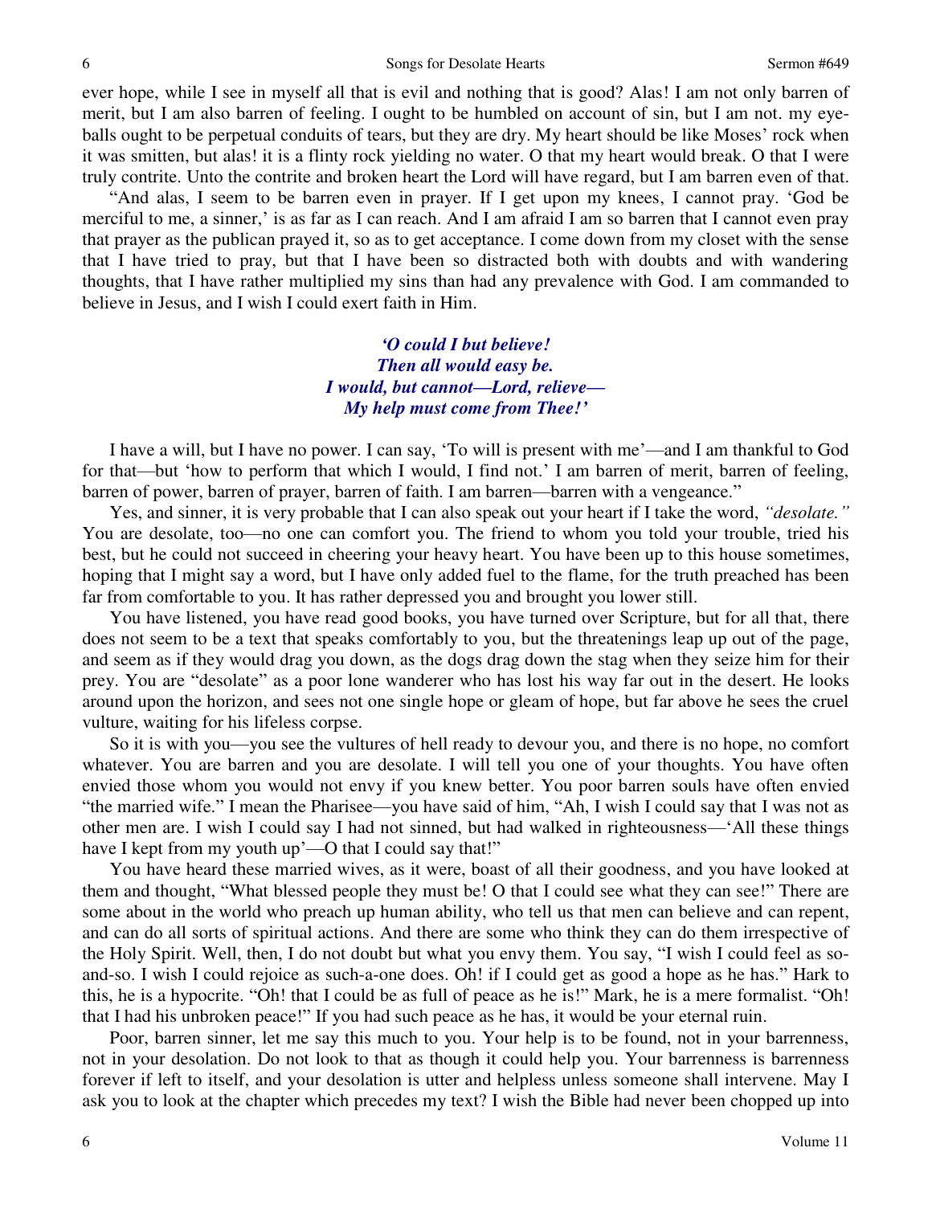ever hope, while I see in myself all that is evil and nothing that is good? Alas! I am not only barren of merit, but I am also barren of feeling. I ought to be humbled on account of sin, but I am not. my eyeballs ought to be perpetual conduits of tears, but they are dry. My heart should be like Moses' rock when it was smitten, but alas! it is a flinty rock yielding no water. O that my heart would break. O that I were truly contrite. Unto the contrite and broken heart the Lord will have regard, but I am barren even of that.

"And alas, I seem to be barren even in prayer. If I get upon my knees, I cannot pray. 'God be merciful to me, a sinner,' is as far as I can reach. And I am afraid I am so barren that I cannot even pray that prayer as the publican prayed it, so as to get acceptance. I come down from my closet with the sense that I have tried to pray, but that I have been so distracted both with doubts and with wandering thoughts, that I have rather multiplied my sins than had any prevalence with God. I am commanded to believe in Jesus, and I wish I could exert faith in Him.

> ***'O could I but believe!***
> ***Then all would easy be.***
> ***I would, but cannot—Lord, relieve—***
> ***My help must come from Thee!'***

I have a will, but I have no power. I can say, 'To will is present with me'—and I am thankful to God for that—but 'how to perform that which I would, I find not.' I am barren of merit, barren of feeling, barren of power, barren of prayer, barren of faith. I am barren—barren with a vengeance."

Yes, and sinner, it is very probable that I can also speak out your heart if I take the word, *"desolate."* You are desolate, too—no one can comfort you. The friend to whom you told your trouble, tried his best, but he could not succeed in cheering your heavy heart. You have been up to this house sometimes, hoping that I might say a word, but I have only added fuel to the flame, for the truth preached has been far from comfortable to you. It has rather depressed you and brought you lower still.

You have listened, you have read good books, you have turned over Scripture, but for all that, there does not seem to be a text that speaks comfortably to you, but the threatenings leap up out of the page, and seem as if they would drag you down, as the dogs drag down the stag when they seize him for their prey. You are "desolate" as a poor lone wanderer who has lost his way far out in the desert. He looks around upon the horizon, and sees not one single hope or gleam of hope, but far above he sees the cruel vulture, waiting for his lifeless corpse.

So it is with you—you see the vultures of hell ready to devour you, and there is no hope, no comfort whatever. You are barren and you are desolate. I will tell you one of your thoughts. You have often envied those whom you would not envy if you knew better. You poor barren souls have often envied "the married wife." I mean the Pharisee—you have said of him, "Ah, I wish I could say that I was not as other men are. I wish I could say I had not sinned, but had walked in righteousness—'All these things have I kept from my youth up'—O that I could say that!"

You have heard these married wives, as it were, boast of all their goodness, and you have looked at them and thought, "What blessed people they must be! O that I could see what they can see!" There are some about in the world who preach up human ability, who tell us that men can believe and can repent, and can do all sorts of spiritual actions. And there are some who think they can do them irrespective of the Holy Spirit. Well, then, I do not doubt but what you envy them. You say, "I wish I could feel as so-and-so. I wish I could rejoice as such-a-one does. Oh! if I could get as good a hope as he has." Hark to this, he is a hypocrite. "Oh! that I could be as full of peace as he is!" Mark, he is a mere formalist. "Oh! that I had his unbroken peace!" If you had such peace as he has, it would be your eternal ruin.

Poor, barren sinner, let me say this much to you. Your help is to be found, not in your barrenness, not in your desolation. Do not look to that as though it could help you. Your barrenness is barrenness forever if left to itself, and your desolation is utter and helpless unless someone shall intervene. May I ask you to look at the chapter which precedes my text? I wish the Bible had never been chopped up into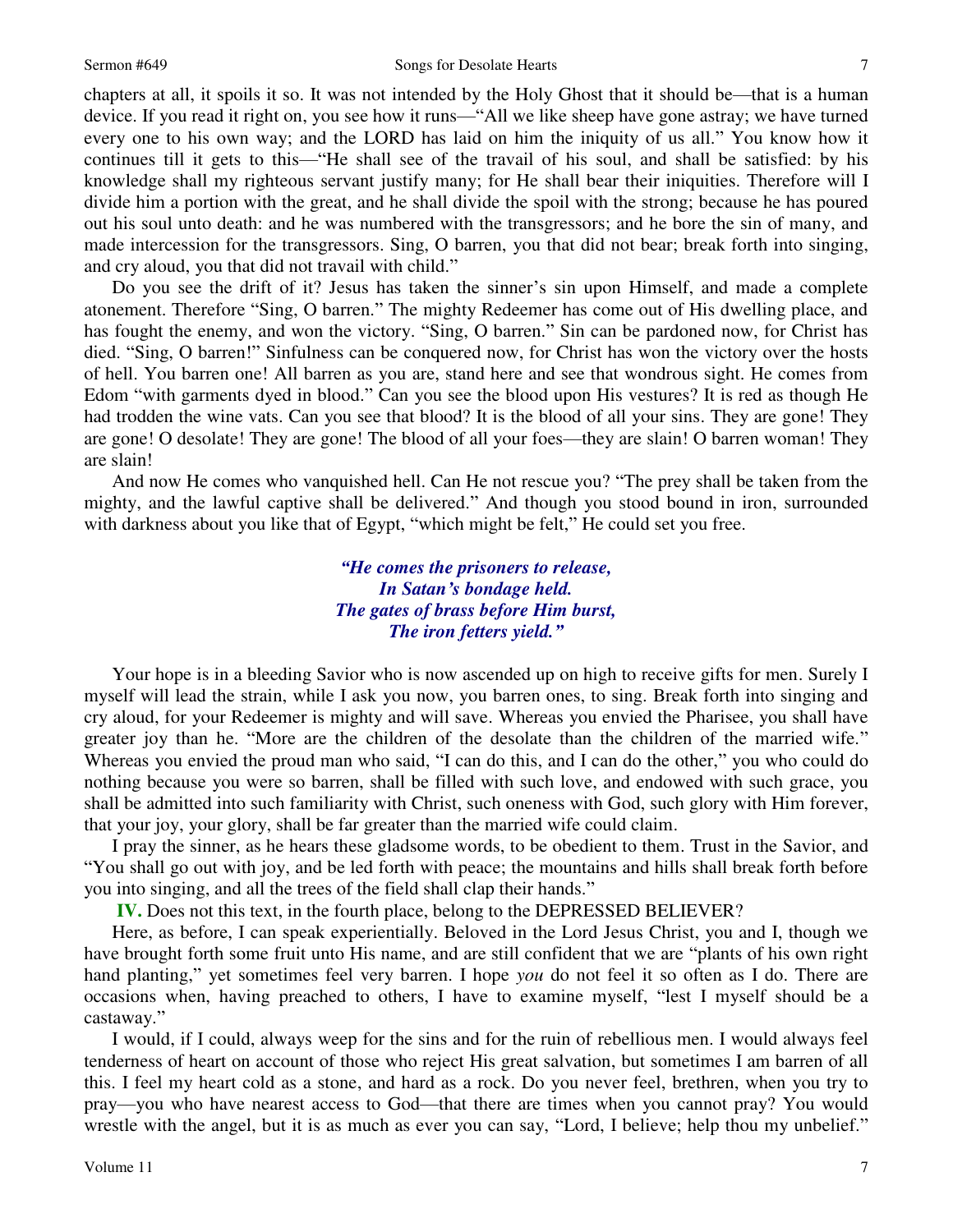chapters at all, it spoils it so. It was not intended by the Holy Ghost that it should be—that is a human device. If you read it right on, you see how it runs—"All we like sheep have gone astray; we have turned every one to his own way; and the LORD has laid on him the iniquity of us all." You know how it continues till it gets to this—"He shall see of the travail of his soul, and shall be satisfied: by his knowledge shall my righteous servant justify many; for He shall bear their iniquities. Therefore will I divide him a portion with the great, and he shall divide the spoil with the strong; because he has poured out his soul unto death: and he was numbered with the transgressors; and he bore the sin of many, and made intercession for the transgressors. Sing, O barren, you that did not bear; break forth into singing, and cry aloud, you that did not travail with child."

Do you see the drift of it? Jesus has taken the sinner's sin upon Himself, and made a complete atonement. Therefore "Sing, O barren." The mighty Redeemer has come out of His dwelling place, and has fought the enemy, and won the victory. "Sing, O barren." Sin can be pardoned now, for Christ has died. "Sing, O barren!" Sinfulness can be conquered now, for Christ has won the victory over the hosts of hell. You barren one! All barren as you are, stand here and see that wondrous sight. He comes from Edom "with garments dyed in blood." Can you see the blood upon His vestures? It is red as though He had trodden the wine vats. Can you see that blood? It is the blood of all your sins. They are gone! They are gone! O desolate! They are gone! The blood of all your foes—they are slain! O barren woman! They are slain!

And now He comes who vanquished hell. Can He not rescue you? "The prey shall be taken from the mighty, and the lawful captive shall be delivered." And though you stood bound in iron, surrounded with darkness about you like that of Egypt, "which might be felt," He could set you free.

> ***"He comes the prisoners to release,***
> ***In Satan's bondage held.***
> ***The gates of brass before Him burst,***
> ***The iron fetters yield."***

Your hope is in a bleeding Savior who is now ascended up on high to receive gifts for men. Surely I myself will lead the strain, while I ask you now, you barren ones, to sing. Break forth into singing and cry aloud, for your Redeemer is mighty and will save. Whereas you envied the Pharisee, you shall have greater joy than he. "More are the children of the desolate than the children of the married wife." Whereas you envied the proud man who said, "I can do this, and I can do the other," you who could do nothing because you were so barren, shall be filled with such love, and endowed with such grace, you shall be admitted into such familiarity with Christ, such oneness with God, such glory with Him forever, that your joy, your glory, shall be far greater than the married wife could claim.

I pray the sinner, as he hears these gladsome words, to be obedient to them. Trust in the Savior, and "You shall go out with joy, and be led forth with peace; the mountains and hills shall break forth before you into singing, and all the trees of the field shall clap their hands."

**IV.** Does not this text, in the fourth place, belong to the DEPRESSED BELIEVER?

Here, as before, I can speak experientially. Beloved in the Lord Jesus Christ, you and I, though we have brought forth some fruit unto His name, and are still confident that we are "plants of his own right hand planting," yet sometimes feel very barren. I hope *you* do not feel it so often as I do. There are occasions when, having preached to others, I have to examine myself, "lest I myself should be a castaway."

I would, if I could, always weep for the sins and for the ruin of rebellious men. I would always feel tenderness of heart on account of those who reject His great salvation, but sometimes I am barren of all this. I feel my heart cold as a stone, and hard as a rock. Do you never feel, brethren, when you try to pray—you who have nearest access to God—that there are times when you cannot pray? You would wrestle with the angel, but it is as much as ever you can say, "Lord, I believe; help thou my unbelief."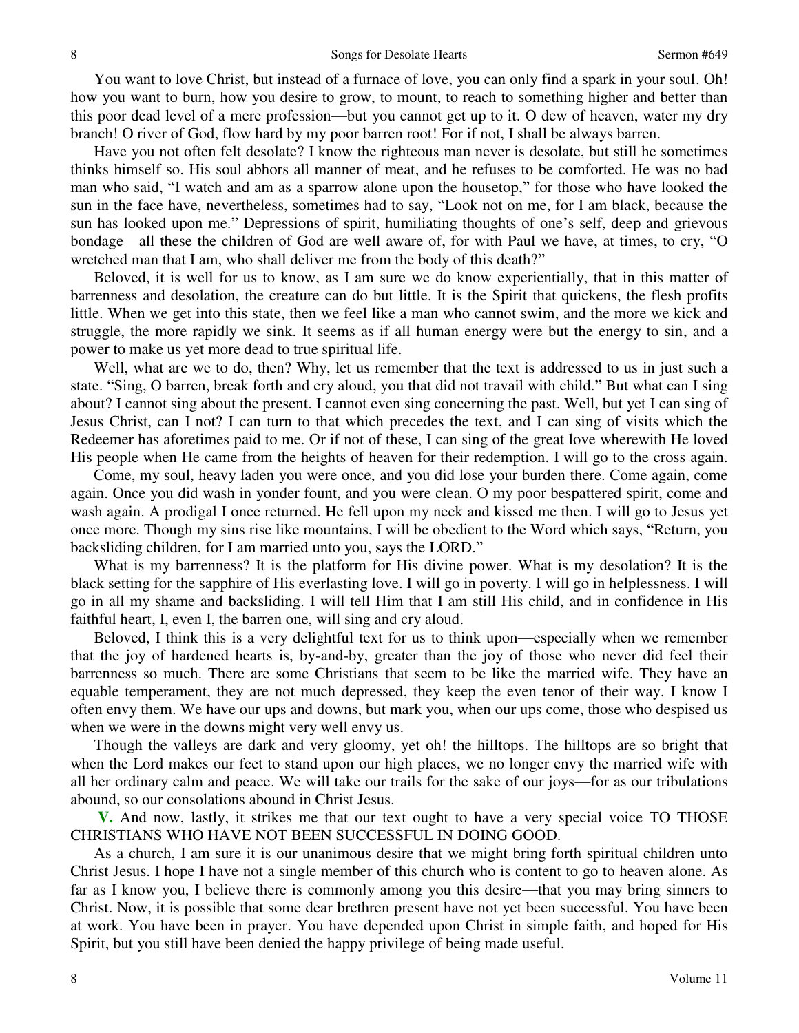You want to love Christ, but instead of a furnace of love, you can only find a spark in your soul. Oh! how you want to burn, how you desire to grow, to mount, to reach to something higher and better than this poor dead level of a mere profession—but you cannot get up to it. O dew of heaven, water my dry branch! O river of God, flow hard by my poor barren root! For if not, I shall be always barren.

Have you not often felt desolate? I know the righteous man never is desolate, but still he sometimes thinks himself so. His soul abhors all manner of meat, and he refuses to be comforted. He was no bad man who said, "I watch and am as a sparrow alone upon the housetop," for those who have looked the sun in the face have, nevertheless, sometimes had to say, "Look not on me, for I am black, because the sun has looked upon me." Depressions of spirit, humiliating thoughts of one's self, deep and grievous bondage—all these the children of God are well aware of, for with Paul we have, at times, to cry, "O wretched man that I am, who shall deliver me from the body of this death?"

Beloved, it is well for us to know, as I am sure we do know experientially, that in this matter of barrenness and desolation, the creature can do but little. It is the Spirit that quickens, the flesh profits little. When we get into this state, then we feel like a man who cannot swim, and the more we kick and struggle, the more rapidly we sink. It seems as if all human energy were but the energy to sin, and a power to make us yet more dead to true spiritual life.

Well, what are we to do, then? Why, let us remember that the text is addressed to us in just such a state. "Sing, O barren, break forth and cry aloud, you that did not travail with child." But what can I sing about? I cannot sing about the present. I cannot even sing concerning the past. Well, but yet I can sing of Jesus Christ, can I not? I can turn to that which precedes the text, and I can sing of visits which the Redeemer has aforetimes paid to me. Or if not of these, I can sing of the great love wherewith He loved His people when He came from the heights of heaven for their redemption. I will go to the cross again.

Come, my soul, heavy laden you were once, and you did lose your burden there. Come again, come again. Once you did wash in yonder fount, and you were clean. O my poor bespattered spirit, come and wash again. A prodigal I once returned. He fell upon my neck and kissed me then. I will go to Jesus yet once more. Though my sins rise like mountains, I will be obedient to the Word which says, "Return, you backsliding children, for I am married unto you, says the LORD."

What is my barrenness? It is the platform for His divine power. What is my desolation? It is the black setting for the sapphire of His everlasting love. I will go in poverty. I will go in helplessness. I will go in all my shame and backsliding. I will tell Him that I am still His child, and in confidence in His faithful heart, I, even I, the barren one, will sing and cry aloud.

Beloved, I think this is a very delightful text for us to think upon—especially when we remember that the joy of hardened hearts is, by-and-by, greater than the joy of those who never did feel their barrenness so much. There are some Christians that seem to be like the married wife. They have an equable temperament, they are not much depressed, they keep the even tenor of their way. I know I often envy them. We have our ups and downs, but mark you, when our ups come, those who despised us when we were in the downs might very well envy us.

Though the valleys are dark and very gloomy, yet oh! the hilltops. The hilltops are so bright that when the Lord makes our feet to stand upon our high places, we no longer envy the married wife with all her ordinary calm and peace. We will take our trails for the sake of our joys—for as our tribulations abound, so our consolations abound in Christ Jesus.

**V.** And now, lastly, it strikes me that our text ought to have a very special voice TO THOSE CHRISTIANS WHO HAVE NOT BEEN SUCCESSFUL IN DOING GOOD.

As a church, I am sure it is our unanimous desire that we might bring forth spiritual children unto Christ Jesus. I hope I have not a single member of this church who is content to go to heaven alone. As far as I know you, I believe there is commonly among you this desire—that you may bring sinners to Christ. Now, it is possible that some dear brethren present have not yet been successful. You have been at work. You have been in prayer. You have depended upon Christ in simple faith, and hoped for His Spirit, but you still have been denied the happy privilege of being made useful.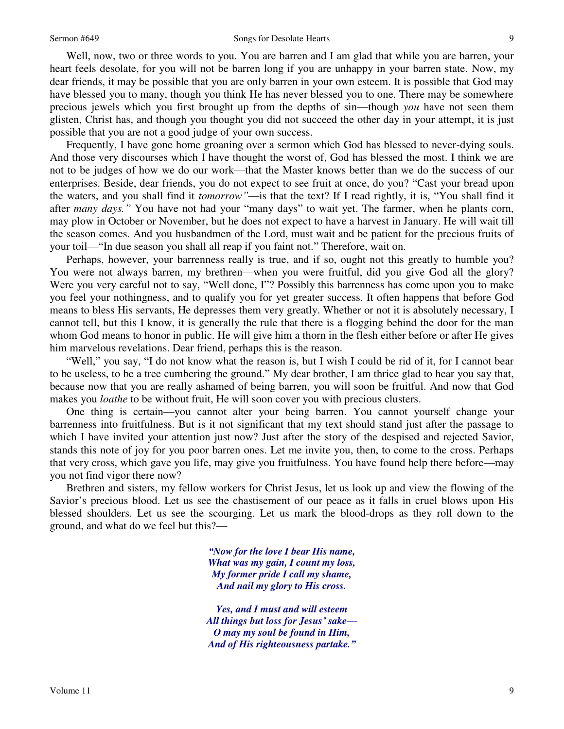Well, now, two or three words to you. You are barren and I am glad that while you are barren, your heart feels desolate, for you will not be barren long if you are unhappy in your barren state. Now, my dear friends, it may be possible that you are only barren in your own esteem. It is possible that God may have blessed you to many, though you think He has never blessed you to one. There may be somewhere precious jewels which you first brought up from the depths of sin—though *you* have not seen them glisten, Christ has, and though you thought you did not succeed the other day in your attempt, it is just possible that you are not a good judge of your own success.

Frequently, I have gone home groaning over a sermon which God has blessed to never-dying souls. And those very discourses which I have thought the worst of, God has blessed the most. I think we are not to be judges of how we do our work—that the Master knows better than we do the success of our enterprises. Beside, dear friends, you do not expect to see fruit at once, do you? "Cast your bread upon the waters, and you shall find it *tomorrow"*—is that the text? If I read rightly, it is, "You shall find it after *many days."* You have not had your "many days" to wait yet. The farmer, when he plants corn, may plow in October or November, but he does not expect to have a harvest in January. He will wait till the season comes. And you husbandmen of the Lord, must wait and be patient for the precious fruits of your toil—"In due season you shall all reap if you faint not." Therefore, wait on.

Perhaps, however, your barrenness really is true, and if so, ought not this greatly to humble you? You were not always barren, my brethren—when you were fruitful, did you give God all the glory? Were you very careful not to say, "Well done, I"? Possibly this barrenness has come upon you to make you feel your nothingness, and to qualify you for yet greater success. It often happens that before God means to bless His servants, He depresses them very greatly. Whether or not it is absolutely necessary, I cannot tell, but this I know, it is generally the rule that there is a flogging behind the door for the man whom God means to honor in public. He will give him a thorn in the flesh either before or after He gives him marvelous revelations. Dear friend, perhaps this is the reason.

"Well," you say, "I do not know what the reason is, but I wish I could be rid of it, for I cannot bear to be useless, to be a tree cumbering the ground." My dear brother, I am thrice glad to hear you say that, because now that you are really ashamed of being barren, you will soon be fruitful. And now that God makes you *loathe* to be without fruit, He will soon cover you with precious clusters.

One thing is certain—you cannot alter your being barren. You cannot yourself change your barrenness into fruitfulness. But is it not significant that my text should stand just after the passage to which I have invited your attention just now? Just after the story of the despised and rejected Savior, stands this note of joy for you poor barren ones. Let me invite you, then, to come to the cross. Perhaps that very cross, which gave you life, may give you fruitfulness. You have found help there before—may you not find vigor there now?

Brethren and sisters, my fellow workers for Christ Jesus, let us look up and view the flowing of the Savior's precious blood. Let us see the chastisement of our peace as it falls in cruel blows upon His blessed shoulders. Let us see the scourging. Let us mark the blood-drops as they roll down to the ground, and what do we feel but this?—

*"Now for the love I bear His name,*
*What was my gain, I count my loss,*
*My former pride I call my shame,*
*And nail my glory to His cross.*

*Yes, and I must and will esteem*
*All things but loss for Jesus' sake—*
*O may my soul be found in Him,*
*And of His righteousness partake."*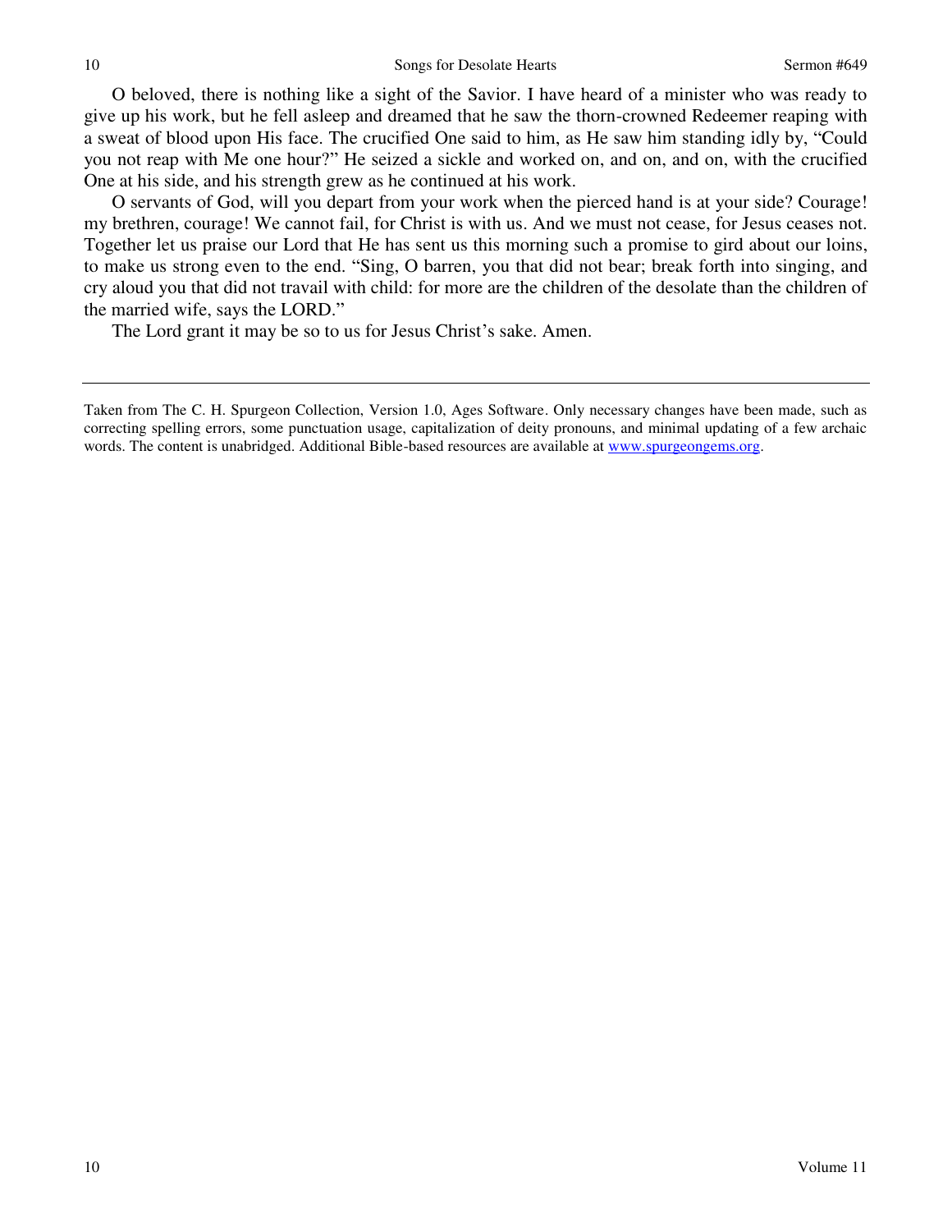O beloved, there is nothing like a sight of the Savior. I have heard of a minister who was ready to give up his work, but he fell asleep and dreamed that he saw the thorn-crowned Redeemer reaping with a sweat of blood upon His face. The crucified One said to him, as He saw him standing idly by, "Could you not reap with Me one hour?" He seized a sickle and worked on, and on, and on, with the crucified One at his side, and his strength grew as he continued at his work.

O servants of God, will you depart from your work when the pierced hand is at your side? Courage! my brethren, courage! We cannot fail, for Christ is with us. And we must not cease, for Jesus ceases not. Together let us praise our Lord that He has sent us this morning such a promise to gird about our loins, to make us strong even to the end. "Sing, O barren, you that did not bear; break forth into singing, and cry aloud you that did not travail with child: for more are the children of the desolate than the children of the married wife, says the LORD."

The Lord grant it may be so to us for Jesus Christ's sake. Amen.

---

Taken from The C. H. Spurgeon Collection, Version 1.0, Ages Software. Only necessary changes have been made, such as correcting spelling errors, some punctuation usage, capitalization of deity pronouns, and minimal updating of a few archaic words. The content is unabridged. Additional Bible-based resources are available at www.spurgeongems.org.